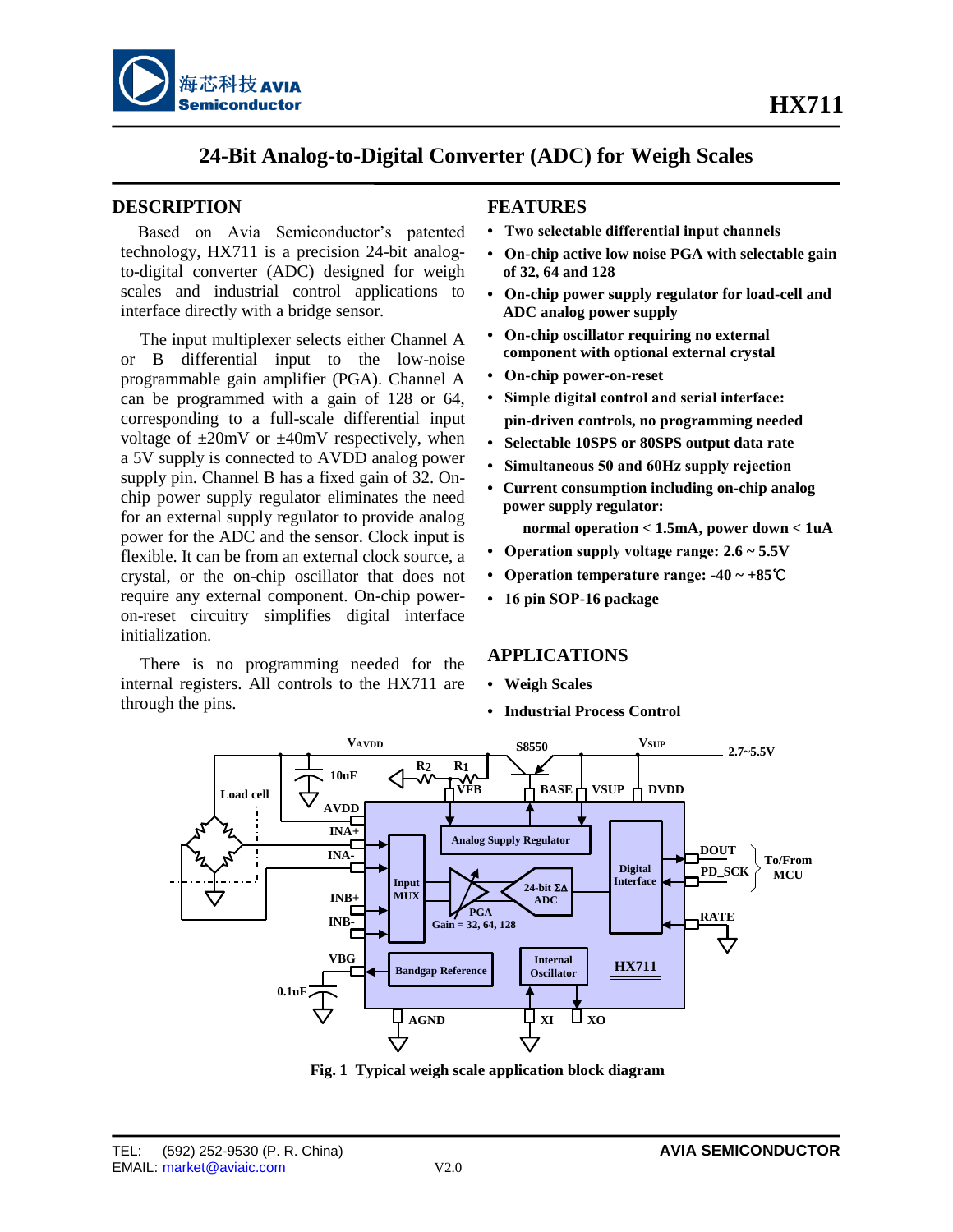# 24-Bit Analog-to-Digital Converter (ADC) for Weigh Scales

## DESCRIPTION

Based on Avia Semiconductor's patented technology, HX711 is a precision 24-bit analog-to-digital converter (ADC) designed for weigh scales and industrial control applications to interface directly with a bridge sensor.

The input multiplexer selects either Channel A or B differential input to the low-noise programmable gain amplifier (PGA). Channel A can be programmed with a gain of 128 or 64, corresponding to a full-scale differential input voltage of ±20mV or ±40mV respectively, when a 5V supply is connected to AVDD analog power supply pin. Channel B has a fixed gain of 32. On-chip power supply regulator eliminates the need for an external supply regulator to provide analog power for the ADC and the sensor. Clock input is flexible. It can be from an external clock source, a crystal, or the on-chip oscillator that does not require any external component. On-chip power-on-reset circuitry simplifies digital interface initialization.

There is no programming needed for the internal registers. All controls to the HX711 are through the pins.

## FEATURES

- **Two selectable differential input channels**
- **On-chip active low noise PGA with selectable gain of 32, 64 and 128**
- **On-chip power supply regulator for load-cell and ADC analog power supply**
- **On-chip oscillator requiring no external component with optional external crystal**
- **On-chip power-on-reset**
- **Simple digital control and serial interface: pin-driven controls, no programming needed**
- **Selectable 10SPS or 80SPS output data rate**
- **Simultaneous 50 and 60Hz supply rejection**
- **Current consumption including on-chip analog power supply regulator: normal operation < 1.5mA, power down < 1uA**
- **Operation supply voltage range: 2.6 ~ 5.5V**
- **Operation temperature range: -40 ~ +85℃**
- **16 pin SOP-16 package**

## APPLICATIONS

- **Weigh Scales**
- **Industrial Process Control**

**Fig. 1 Typical weigh scale application block diagram**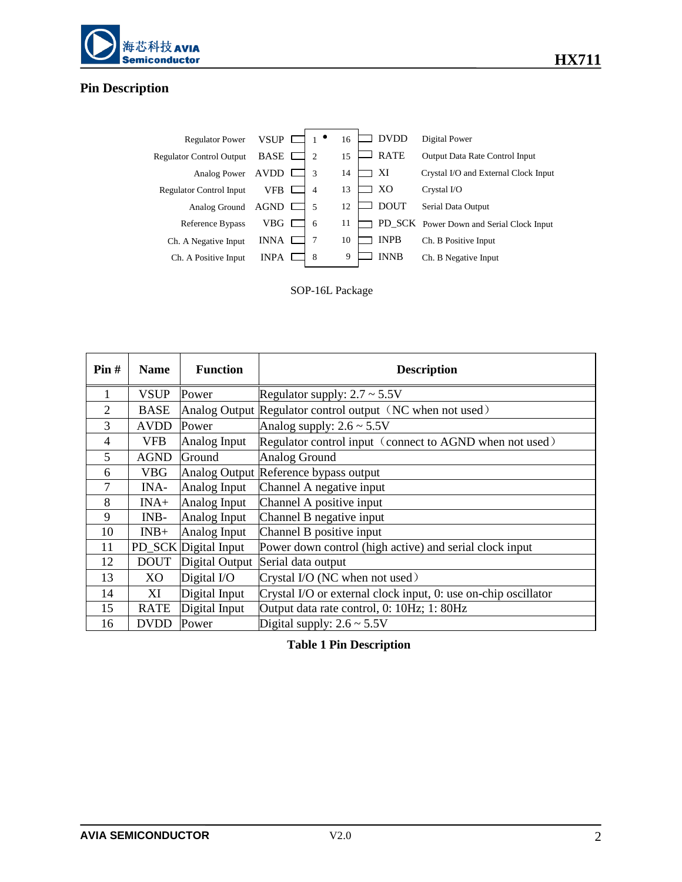## Pin Description

| Function | Name | Pin | Pin | Name | Function |
|---|---|---|---|---|---|
| Regulator Power | VSUP | 1 | 16 | DVDD | Digital Power |
| Regulator Control Output | BASE | 2 | 15 | RATE | Output Data Rate Control Input |
| Analog Power | AVDD | 3 | 14 | XI | Crystal I/O and External Clock Input |
| Regulator Control Input | VFB | 4 | 13 | XO | Crystal I/O |
| Analog Ground | AGND | 5 | 12 | DOUT | Serial Data Output |
| Reference Bypass | VBG | 6 | 11 | PD_SCK | Power Down and Serial Clock Input |
| Ch. A Negative Input | INNA | 7 | 10 | INPB | Ch. B Positive Input |
| Ch. A Positive Input | INPA | 8 | 9 | INNB | Ch. B Negative Input |

SOP-16L Package

| Pin # | Name | Function | Description |
|---|---|---|---|
| 1 | VSUP | Power | Regulator supply: 2.7 ~ 5.5V |
| 2 | BASE | Analog Output | Regulator control output（NC when not used） |
| 3 | AVDD | Power | Analog supply: 2.6 ~ 5.5V |
| 4 | VFB | Analog Input | Regulator control input（connect to AGND when not used） |
| 5 | AGND | Ground | Analog Ground |
| 6 | VBG | Analog Output | Reference bypass output |
| 7 | INA- | Analog Input | Channel A negative input |
| 8 | INA+ | Analog Input | Channel A positive input |
| 9 | INB- | Analog Input | Channel B negative input |
| 10 | INB+ | Analog Input | Channel B positive input |
| 11 | PD_SCK | Digital Input | Power down control (high active) and serial clock input |
| 12 | DOUT | Digital Output | Serial data output |
| 13 | XO | Digital I/O | Crystal I/O (NC when not used） |
| 14 | XI | Digital Input | Crystal I/O or external clock input, 0: use on-chip oscillator |
| 15 | RATE | Digital Input | Output data rate control, 0: 10Hz; 1: 80Hz |
| 16 | DVDD | Power | Digital supply: 2.6 ~ 5.5V |

**Table 1 Pin Description**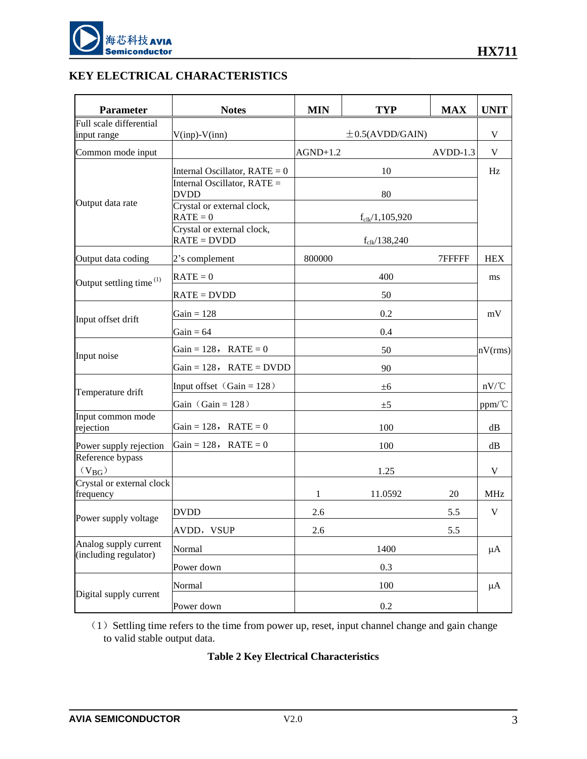## KEY ELECTRICAL CHARACTERISTICS

| Parameter | Notes | MIN | TYP | MAX | UNIT |
|---|---|---|---|---|---|
| Full scale differential input range | V(inp)-V(inn) | | ±0.5(AVDD/GAIN) | | V |
| Common mode input | | AGND+1.2 | | AVDD-1.3 | V |
| Output data rate | Internal Oscillator, RATE = 0 | | 10 | | Hz |
| | Internal Oscillator, RATE = DVDD | | 80 | | |
| | Crystal or external clock, RATE = 0 | | $f_{clk}$/1,105,920 | | |
| | Crystal or external clock, RATE = DVDD | | $f_{clk}$/138,240 | | |
| Output data coding | 2's complement | 800000 | | 7FFFFF | HEX |
| Output settling time [1] | RATE = 0 | | 400 | | ms |
| | RATE = DVDD | | 50 | | |
| Input offset drift | Gain = 128 | | 0.2 | | mV |
| | Gain = 64 | | 0.4 | | |
| Input noise | Gain = 128，RATE = 0 | | 50 | | nV(rms) |
| | Gain = 128，RATE = DVDD | | 90 | | |
| Temperature drift | Input offset（Gain = 128） | | ±6 | | nV/℃ |
| | Gain（Gain = 128） | | ±5 | | ppm/℃ |
| Input common mode rejection | Gain = 128，RATE = 0 | | 100 | | dB |
| Power supply rejection | Gain = 128，RATE = 0 | | 100 | | dB |
| Reference bypass（$V_{BG}$） | | | 1.25 | | V |
| Crystal or external clock frequency | | 1 | 11.0592 | 20 | MHz |
| Power supply voltage | DVDD | 2.6 | | 5.5 | V |
| | AVDD，VSUP | 2.6 | | 5.5 | |
| Analog supply current (including regulator) | Normal | | 1400 | | µA |
| | Power down | | 0.3 | | |
| Digital supply current | Normal | | 100 | | µA |
| | Power down | | 0.2 | | |

（1）Settling time refers to the time from power up, reset, input channel change and gain change to valid stable output data.

**Table 2 Key Electrical Characteristics**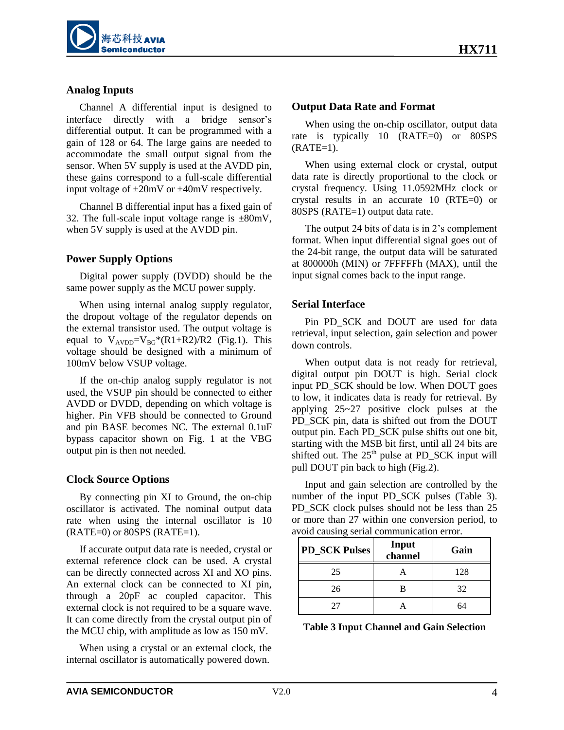## Analog Inputs

Channel A differential input is designed to interface directly with a bridge sensor's differential output. It can be programmed with a gain of 128 or 64. The large gains are needed to accommodate the small output signal from the sensor. When 5V supply is used at the AVDD pin, these gains correspond to a full-scale differential input voltage of ±20mV or ±40mV respectively.

Channel B differential input has a fixed gain of 32. The full-scale input voltage range is ±80mV, when 5V supply is used at the AVDD pin.

## Power Supply Options

Digital power supply (DVDD) should be the same power supply as the MCU power supply.

When using internal analog supply regulator, the dropout voltage of the regulator depends on the external transistor used. The output voltage is equal to $V_{AVDD}=V_{BG}*(R1+R2)/R2$ (Fig.1). This voltage should be designed with a minimum of 100mV below VSUP voltage.

If the on-chip analog supply regulator is not used, the VSUP pin should be connected to either AVDD or DVDD, depending on which voltage is higher. Pin VFB should be connected to Ground and pin BASE becomes NC. The external 0.1uF bypass capacitor shown on Fig. 1 at the VBG output pin is then not needed.

## Clock Source Options

By connecting pin XI to Ground, the on-chip oscillator is activated. The nominal output data rate when using the internal oscillator is 10 (RATE=0) or 80SPS (RATE=1).

If accurate output data rate is needed, crystal or external reference clock can be used. A crystal can be directly connected across XI and XO pins. An external clock can be connected to XI pin, through a 20pF ac coupled capacitor. This external clock is not required to be a square wave. It can come directly from the crystal output pin of the MCU chip, with amplitude as low as 150 mV.

When using a crystal or an external clock, the internal oscillator is automatically powered down.

## Output Data Rate and Format

When using the on-chip oscillator, output data rate is typically 10 (RATE=0) or 80SPS (RATE=1).

When using external clock or crystal, output data rate is directly proportional to the clock or crystal frequency. Using 11.0592MHz clock or crystal results in an accurate 10 (RTE=0) or 80SPS (RATE=1) output data rate.

The output 24 bits of data is in 2's complement format. When input differential signal goes out of the 24-bit range, the output data will be saturated at 800000h (MIN) or 7FFFFFh (MAX), until the input signal comes back to the input range.

## Serial Interface

Pin PD_SCK and DOUT are used for data retrieval, input selection, gain selection and power down controls.

When output data is not ready for retrieval, digital output pin DOUT is high. Serial clock input PD_SCK should be low. When DOUT goes to low, it indicates data is ready for retrieval. By applying 25~27 positive clock pulses at the PD_SCK pin, data is shifted out from the DOUT output pin. Each PD_SCK pulse shifts out one bit, starting with the MSB bit first, until all 24 bits are shifted out. The $25^{th}$ pulse at PD_SCK input will pull DOUT pin back to high (Fig.2).

Input and gain selection are controlled by the number of the input PD_SCK pulses (Table 3). PD_SCK clock pulses should not be less than 25 or more than 27 within one conversion period, to avoid causing serial communication error.

| PD_SCK Pulses | Input channel | Gain |
|---|---|---|
| 25 | A | 128 |
| 26 | B | 32 |
| 27 | A | 64 |

**Table 3 Input Channel and Gain Selection**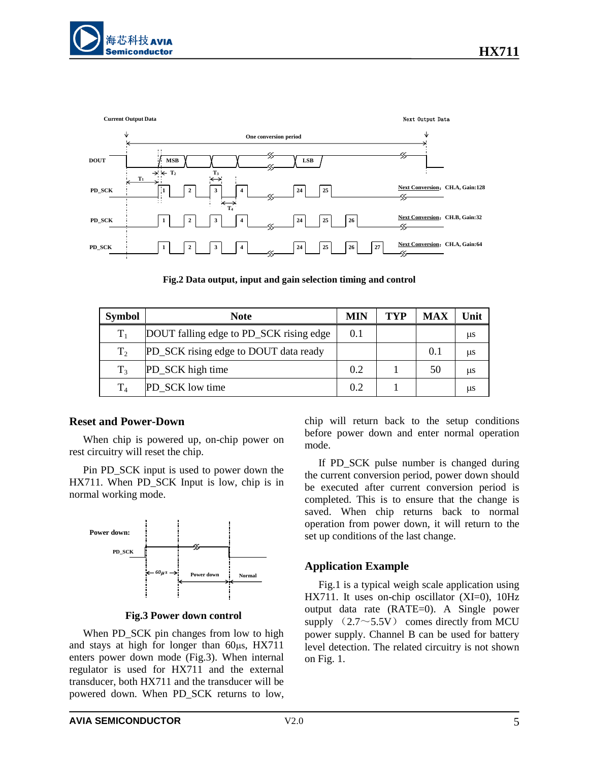**Fig.2 Data output, input and gain selection timing and control**

| Symbol | Note | MIN | TYP | MAX | Unit |
|---|---|---|---|---|---|
| $T_1$ | DOUT falling edge to PD_SCK rising edge | 0.1 | | | µs |
| $T_2$ | PD_SCK rising edge to DOUT data ready | | | 0.1 | µs |
| $T_3$ | PD_SCK high time | 0.2 | 1 | 50 | µs |
| $T_4$ | PD_SCK low time | 0.2 | 1 | | µs |

## Reset and Power-Down

When chip is powered up, on-chip power on rest circuitry will reset the chip.

Pin PD_SCK input is used to power down the HX711. When PD_SCK Input is low, chip is in normal working mode.

**Fig.3 Power down control**

When PD_SCK pin changes from low to high and stays at high for longer than 60µs, HX711 enters power down mode (Fig.3). When internal regulator is used for HX711 and the external transducer, both HX711 and the transducer will be powered down. When PD_SCK returns to low, chip will return back to the setup conditions before power down and enter normal operation mode.

If PD_SCK pulse number is changed during the current conversion period, power down should be executed after current conversion period is completed. This is to ensure that the change is saved. When chip returns back to normal operation from power down, it will return to the set up conditions of the last change.

## Application Example

Fig.1 is a typical weigh scale application using HX711. It uses on-chip oscillator (XI=0), 10Hz output data rate (RATE=0). A Single power supply（2.7～5.5V）comes directly from MCU power supply. Channel B can be used for battery level detection. The related circuitry is not shown on Fig. 1.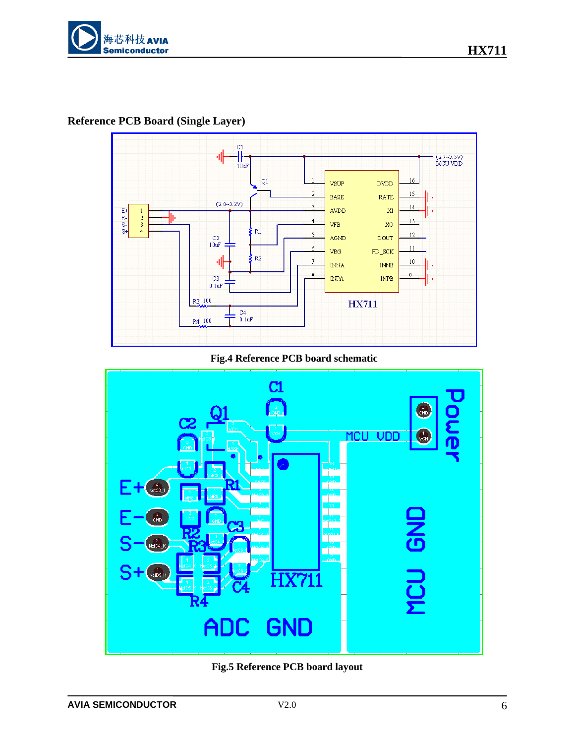## Reference PCB Board (Single Layer)

Fig.4 Reference PCB board schematic

Fig.5 Reference PCB board layout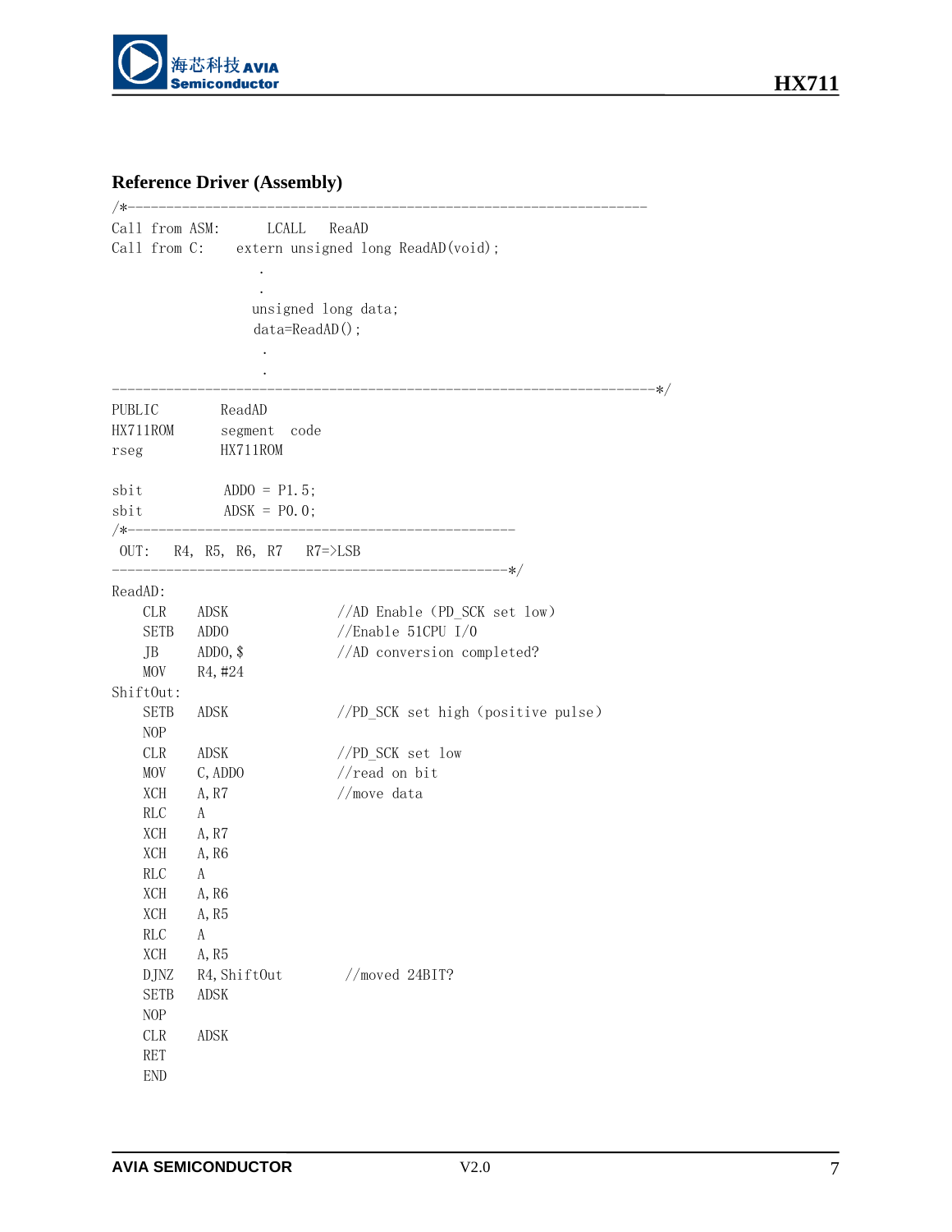## Reference Driver (Assembly)

```
/*------------------------------------------------------------------
Call from ASM:       LCALL    ReaAD
Call from C:     extern unsigned long ReadAD(void);
                    .
                    .
                   unsigned long data;
                   data=ReadAD();
                    .
                    .
----------------------------------------------------------------------*/
PUBLIC          ReadAD
HX711ROM        segment  code
rseg            HX711ROM

sbit            ADDO = P1.5;
sbit            ADSK = P0.0;
/*---------------------------------------------------
 OUT:   R4, R5, R6, R7   R7=>LSB
---------------------------------------------------*/
ReadAD:
    CLR     ADSK                //AD Enable (PD_SCK set low)
    SETB    ADDO                //Enable 51CPU I/0
    JB      ADDO,$              //AD conversion completed?
    MOV     R4,#24
ShiftOut:
    SETB    ADSK                //PD_SCK set high (positive pulse)
    NOP
    CLR     ADSK                //PD_SCK set low
    MOV     C,ADDO              //read on bit
    XCH     A,R7                //move data
    RLC     A
    XCH     A,R7
    XCH     A,R6
    RLC     A
    XCH     A,R6
    XCH     A,R5
    RLC     A
    XCH     A,R5
    DJNZ    R4,ShiftOut          //moved 24BIT?
    SETB    ADSK
    NOP
    CLR     ADSK
    RET
    END
```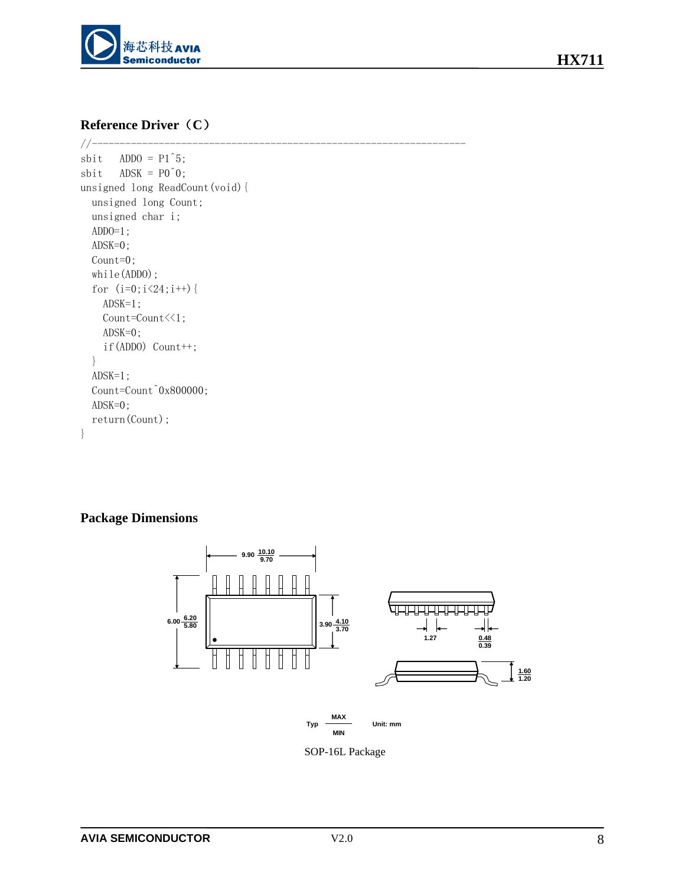## Reference Driver（C）

```
//-------------------------------------------------------------------
sbit   ADDO = P1^5;
sbit   ADSK = P0^0;
unsigned long ReadCount(void){
  unsigned long Count;
  unsigned char i;
  ADDO=1;
  ADSK=0;
  Count=0;
  while(ADDO);
  for (i=0;i<24;i++){
    ADSK=1;
    Count=Count<<1;
    ADSK=0;
    if(ADDO) Count++;
  }
  ADSK=1;
  Count=Count^0x800000;
  ADSK=0;
  return(Count);
}
```

## Package Dimensions

| Dimension | Typ | MAX | MIN |
|---|---|---|---|
| Body length | 9.90 | 10.10 | 9.70 |
| Overall width (incl. leads) | 6.00 | 6.20 | 5.80 |
| Body width | 3.90 | 4.10 | 3.70 |
| Lead pitch | 1.27 | | |
| Lead width | | 0.48 | 0.39 |
| Package height | | 1.60 | 1.20 |

Typ $\frac{\text{MAX}}{\text{MIN}}$ Unit: mm

SOP-16L Package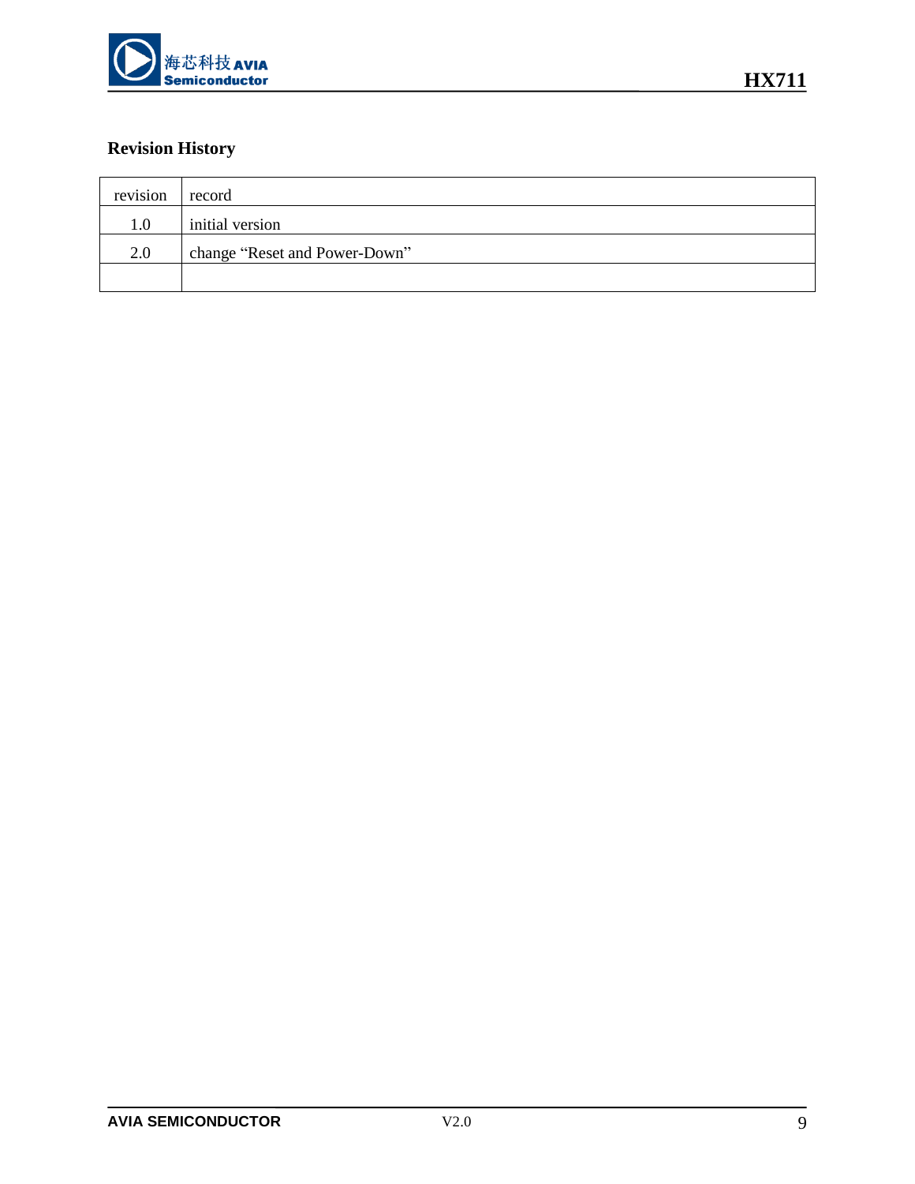## Revision History

| revision | record |
| --- | --- |
| 1.0 | initial version |
| 2.0 | change “Reset and Power-Down” |
| | |